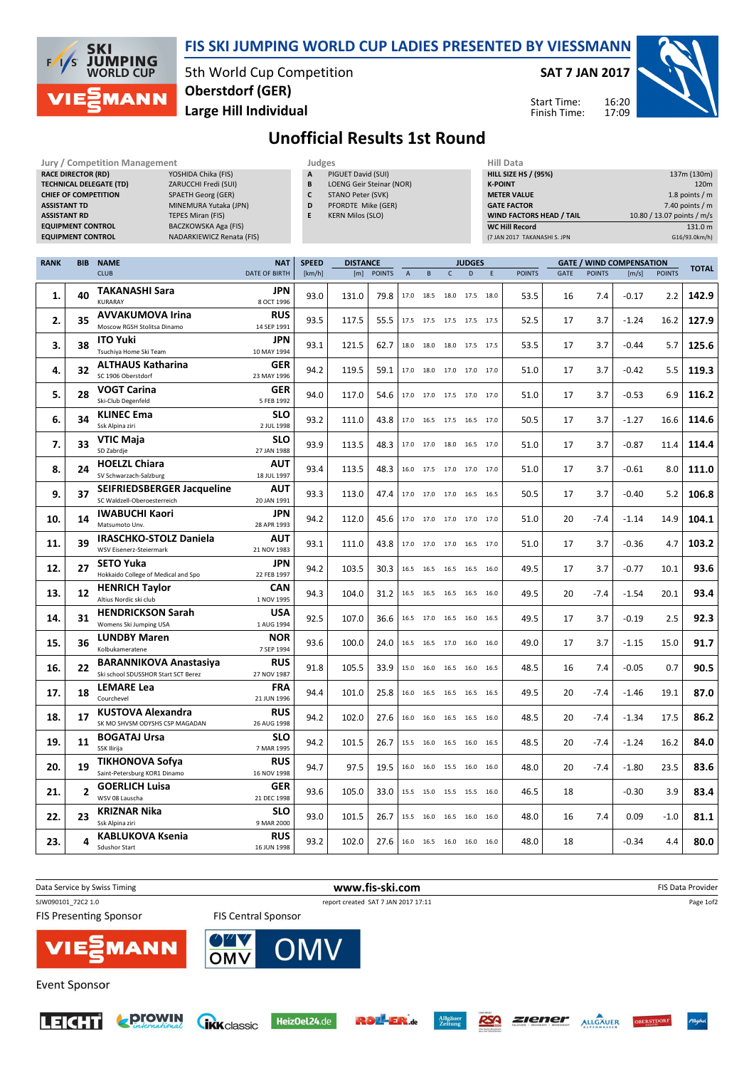# FIS SKI JUMPING WORLD CUP LADIES PRESENTED BY VIESSMANN

5th World Cup Competition
Oberstdorf (GER)
Large Hill Individual

SAT 7 JAN 2017

Start Time: 16:20
Finish Time: 17:09

## Unofficial Results 1st Round

**Jury / Competition Management**

| | |
|---|---|
| RACE DIRECTOR (RD) | YOSHIDA Chika (FIS) |
| TECHNICAL DELEGATE (TD) | ZARUCCHI Fredi (SUI) |
| CHIEF OF COMPETITION | SPAETH Georg (GER) |
| ASSISTANT TD | MINEMURA Yutaka (JPN) |
| ASSISTANT RD | TEPES Miran (FIS) |
| EQUIPMENT CONTROL | BACZKOWSKA Aga (FIS) |
| EQUIPMENT CONTROL | NADARKIEWICZ Renata (FIS) |

**Judges**

| | |
|---|---|
| A | PIGUET David (SUI) |
| B | LOENG Geir Steinar (NOR) |
| C | STANO Peter (SVK) |
| D | PFORDTE Mike (GER) |
| E | KERN Milos (SLO) |

**Hill Data**

| | |
|---|---|
| HILL SIZE HS / (95%) | 137m (130m) |
| K-POINT | 120m |
| METER VALUE | 1.8 points / m |
| GATE FACTOR | 7.40 points / m |
| WIND FACTORS HEAD / TAIL | 10.80 / 13.07 points / m/s |
| WC Hill Record | 131.0 m |
| (7 JAN 2017 TAKANASHI S. JPN | G16/93.0km/h) |

| RANK | BIB | NAME / CLUB | NAT / DATE OF BIRTH | SPEED [km/h] | DISTANCE [m] | DISTANCE POINTS | A | B | C | D | E | JUDGES POINTS | GATE | GATE POINTS | WIND [m/s] | WIND POINTS | TOTAL |
|---|---|---|---|---|---|---|---|---|---|---|---|---|---|---|---|---|---|
| 1. | 40 | TAKANASHI Sara / KURARAY | JPN / 8 OCT 1996 | 93.0 | 131.0 | 79.8 | 17.0 | 18.5 | 18.0 | 17.5 | 18.0 | 53.5 | 16 | 7.4 | -0.17 | 2.2 | 142.9 |
| 2. | 35 | AVVAKUMOVA Irina / Moscow RGSH Stolitsa Dinamo | RUS / 14 SEP 1991 | 93.5 | 117.5 | 55.5 | 17.5 | 17.5 | 17.5 | 17.5 | 17.5 | 52.5 | 17 | 3.7 | -1.24 | 16.2 | 127.9 |
| 3. | 38 | ITO Yuki / Tsuchiya Home Ski Team | JPN / 10 MAY 1994 | 93.1 | 121.5 | 62.7 | 18.0 | 18.0 | 18.0 | 17.5 | 17.5 | 53.5 | 17 | 3.7 | -0.44 | 5.7 | 125.6 |
| 4. | 32 | ALTHAUS Katharina / SC 1906 Oberstdorf | GER / 23 MAY 1996 | 94.2 | 119.5 | 59.1 | 17.0 | 18.0 | 17.0 | 17.0 | 17.0 | 51.0 | 17 | 3.7 | -0.42 | 5.5 | 119.3 |
| 5. | 28 | VOGT Carina / Ski-Club Degenfeld | GER / 5 FEB 1992 | 94.0 | 117.0 | 54.6 | 17.0 | 17.0 | 17.5 | 17.0 | 17.0 | 51.0 | 17 | 3.7 | -0.53 | 6.9 | 116.2 |
| 6. | 34 | KLINEC Ema / Ssk Alpina ziri | SLO / 2 JUL 1998 | 93.2 | 111.0 | 43.8 | 17.0 | 16.5 | 17.5 | 16.5 | 17.0 | 50.5 | 17 | 3.7 | -1.27 | 16.6 | 114.6 |
| 7. | 33 | VTIC Maja / SD Zabrdje | SLO / 27 JAN 1988 | 93.9 | 113.5 | 48.3 | 17.0 | 17.0 | 18.0 | 16.5 | 17.0 | 51.0 | 17 | 3.7 | -0.87 | 11.4 | 114.4 |
| 8. | 24 | HOELZL Chiara / SV Schwarzach-Salzburg | AUT / 18 JUL 1997 | 93.4 | 113.5 | 48.3 | 16.0 | 17.5 | 17.0 | 17.0 | 17.0 | 51.0 | 17 | 3.7 | -0.61 | 8.0 | 111.0 |
| 9. | 37 | SEIFRIEDSBERGER Jacqueline / SC Waldzell-Oberoesterreich | AUT / 20 JAN 1991 | 93.3 | 113.0 | 47.4 | 17.0 | 17.0 | 17.0 | 16.5 | 16.5 | 50.5 | 17 | 3.7 | -0.40 | 5.2 | 106.8 |
| 10. | 14 | IWABUCHI Kaori / Matsumoto Unv. | JPN / 28 APR 1993 | 94.2 | 112.0 | 45.6 | 17.0 | 17.0 | 17.0 | 17.0 | 17.0 | 51.0 | 20 | -7.4 | -1.14 | 14.9 | 104.1 |
| 11. | 39 | IRASCHKO-STOLZ Daniela / WSV Eisenerz-Steiermark | AUT / 21 NOV 1983 | 93.1 | 111.0 | 43.8 | 17.0 | 17.0 | 17.0 | 16.5 | 17.0 | 51.0 | 17 | 3.7 | -0.36 | 4.7 | 103.2 |
| 12. | 27 | SETO Yuka / Hokkaido College of Medical and Spo | JPN / 22 FEB 1997 | 94.2 | 103.5 | 30.3 | 16.5 | 16.5 | 16.5 | 16.5 | 16.0 | 49.5 | 17 | 3.7 | -0.77 | 10.1 | 93.6 |
| 13. | 12 | HENRICH Taylor / Altius Nordic ski club | CAN / 1 NOV 1995 | 94.3 | 104.0 | 31.2 | 16.5 | 16.5 | 16.5 | 16.5 | 16.0 | 49.5 | 20 | -7.4 | -1.54 | 20.1 | 93.4 |
| 14. | 31 | HENDRICKSON Sarah / Womens Ski Jumping USA | USA / 1 AUG 1994 | 92.5 | 107.0 | 36.6 | 16.5 | 17.0 | 16.5 | 16.0 | 16.5 | 49.5 | 17 | 3.7 | -0.19 | 2.5 | 92.3 |
| 15. | 36 | LUNDBY Maren / Kolbukameratene | NOR / 7 SEP 1994 | 93.6 | 100.0 | 24.0 | 16.5 | 16.5 | 17.0 | 16.0 | 16.0 | 49.0 | 17 | 3.7 | -1.15 | 15.0 | 91.7 |
| 16. | 22 | BARANNIKOVA Anastasiya / Ski school SDUSSHOR Start SCT Berez | RUS / 27 NOV 1987 | 91.8 | 105.5 | 33.9 | 15.0 | 16.0 | 16.5 | 16.0 | 16.5 | 48.5 | 16 | 7.4 | -0.05 | 0.7 | 90.5 |
| 17. | 18 | LEMARE Lea / Courchevel | FRA / 21 JUN 1996 | 94.4 | 101.0 | 25.8 | 16.0 | 16.5 | 16.5 | 16.5 | 16.5 | 49.5 | 20 | -7.4 | -1.46 | 19.1 | 87.0 |
| 18. | 17 | KUSTOVA Alexandra / SK MO SHVSM ODYSHS CSP MAGADAN | RUS / 26 AUG 1998 | 94.2 | 102.0 | 27.6 | 16.0 | 16.0 | 16.5 | 16.5 | 16.0 | 48.5 | 20 | -7.4 | -1.34 | 17.5 | 86.2 |
| 19. | 11 | BOGATAJ Ursa / SSK Ilirija | SLO / 7 MAR 1995 | 94.2 | 101.5 | 26.7 | 15.5 | 16.0 | 16.5 | 16.0 | 16.5 | 48.5 | 20 | -7.4 | -1.24 | 16.2 | 84.0 |
| 20. | 19 | TIKHONOVA Sofya / Saint-Petersburg KOR1 Dinamo | RUS / 16 NOV 1998 | 94.7 | 97.5 | 19.5 | 16.0 | 16.0 | 15.5 | 16.0 | 16.0 | 48.0 | 20 | -7.4 | -1.80 | 23.5 | 83.6 |
| 21. | 2 | GOERLICH Luisa / WSV 08 Lauscha | GER / 21 DEC 1998 | 93.6 | 105.0 | 33.0 | 15.5 | 15.0 | 15.5 | 15.5 | 16.0 | 46.5 | 18 | | -0.30 | 3.9 | 83.4 |
| 22. | 23 | KRIZNAR Nika / Ssk Alpina ziri | SLO / 9 MAR 2000 | 93.0 | 101.5 | 26.7 | 15.5 | 16.0 | 16.5 | 16.0 | 16.0 | 48.0 | 16 | 7.4 | 0.09 | -1.0 | 81.1 |
| 23. | 4 | KABLUKOVA Ksenia / Sdushor Start | RUS / 16 JUN 1998 | 93.2 | 102.0 | 27.6 | 16.0 | 16.5 | 16.0 | 16.0 | 16.0 | 48.0 | 18 | | -0.34 | 4.4 | 80.0 |

Data Service by Swiss Timing — www.fis-ski.com — FIS Data Provider

SJW090101_72C2 1.0 — report created SAT 7 JAN 2017 17:11

FIS Presenting Sponsor: VIESSMANN
FIS Central Sponsor: OMV

Event Sponsor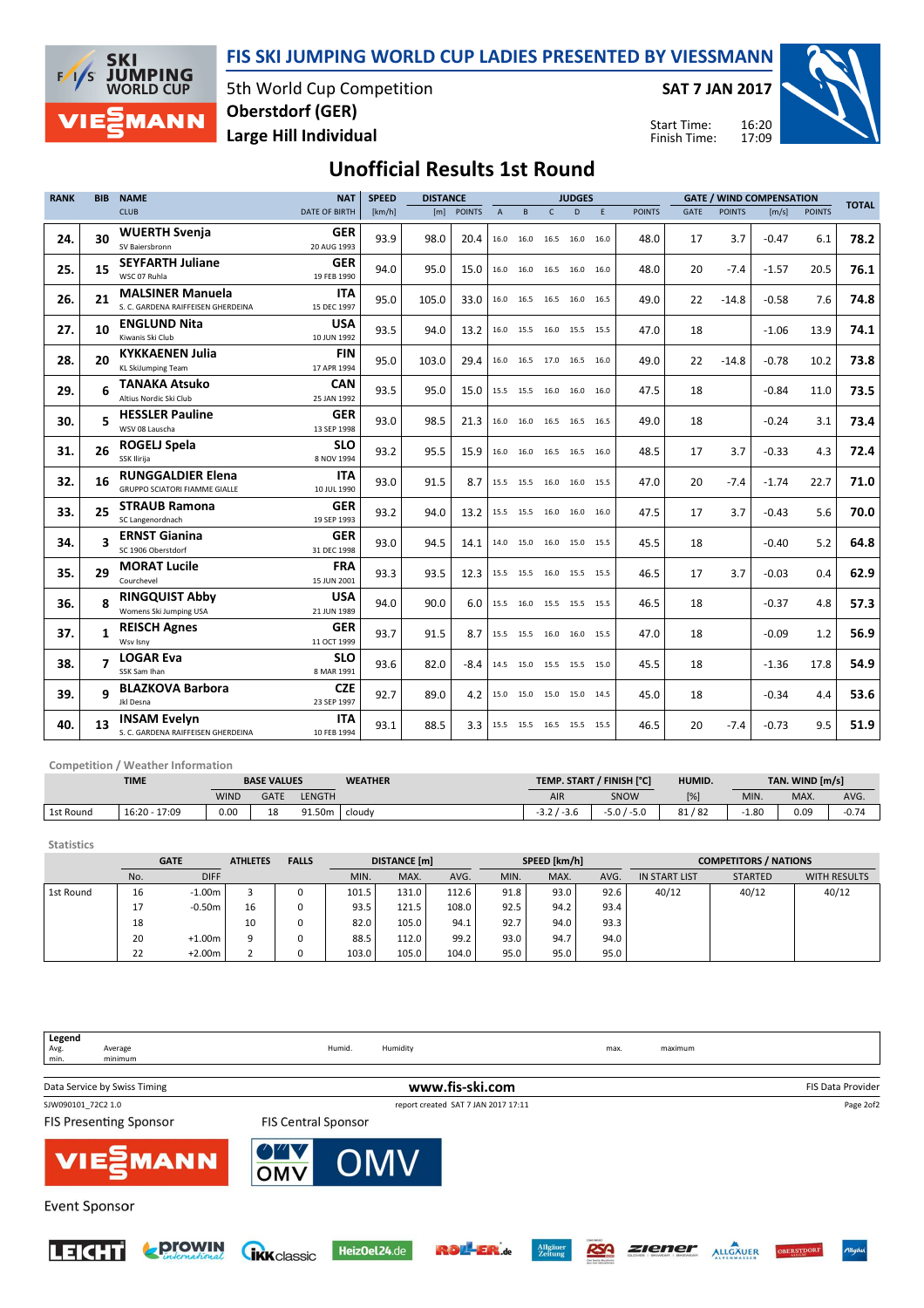# FIS SKI JUMPING WORLD CUP LADIES PRESENTED BY VIESSMANN

5th World Cup Competition
**Oberstdorf (GER)**
**Large Hill Individual**

**SAT 7 JAN 2017**

Start Time: 16:20
Finish Time: 17:09

## Unofficial Results 1st Round

| RANK | BIB | NAME / CLUB | NAT / DATE OF BIRTH | SPEED [km/h] | DISTANCE [m] | DISTANCE POINTS | A | B | C | D | E | JUDGES POINTS | GATE | GATE POINTS | WIND [m/s] | WIND POINTS | TOTAL |
|---|---|---|---|---|---|---|---|---|---|---|---|---|---|---|---|---|---|
| 24. | 30 | **WUERTH Svenja** SV Baiersbronn | GER 20 AUG 1993 | 93.9 | 98.0 | 20.4 | 16.0 | 16.0 | 16.5 | 16.0 | 16.0 | 48.0 | 17 | 3.7 | -0.47 | 6.1 | 78.2 |
| 25. | 15 | **SEYFARTH Juliane** WSC 07 Ruhla | GER 19 FEB 1990 | 94.0 | 95.0 | 15.0 | 16.0 | 16.0 | 16.5 | 16.0 | 16.0 | 48.0 | 20 | -7.4 | -1.57 | 20.5 | 76.1 |
| 26. | 21 | **MALSINER Manuela** S. C. GARDENA RAIFFEISEN GHERDEINA | ITA 15 DEC 1997 | 95.0 | 105.0 | 33.0 | 16.0 | 16.5 | 16.5 | 16.0 | 16.5 | 49.0 | 22 | -14.8 | -0.58 | 7.6 | 74.8 |
| 27. | 10 | **ENGLUND Nita** Kiwanis Ski Club | USA 10 JUN 1992 | 93.5 | 94.0 | 13.2 | 16.0 | 15.5 | 16.0 | 15.5 | 15.5 | 47.0 | 18 | | -1.06 | 13.9 | 74.1 |
| 28. | 20 | **KYKKAENEN Julia** KL SkiJumping Team | FIN 17 APR 1994 | 95.0 | 103.0 | 29.4 | 16.0 | 16.5 | 17.0 | 16.5 | 16.0 | 49.0 | 22 | -14.8 | -0.78 | 10.2 | 73.8 |
| 29. | 6 | **TANAKA Atsuko** Altius Nordic Ski Club | CAN 25 JAN 1992 | 93.5 | 95.0 | 15.0 | 15.5 | 15.5 | 16.0 | 16.0 | 16.0 | 47.5 | 18 | | -0.84 | 11.0 | 73.5 |
| 30. | 5 | **HESSLER Pauline** WSV 08 Lauscha | GER 13 SEP 1998 | 93.0 | 98.5 | 21.3 | 16.0 | 16.0 | 16.5 | 16.5 | 16.5 | 49.0 | 18 | | -0.24 | 3.1 | 73.4 |
| 31. | 26 | **ROGELJ Spela** SSK Ilirija | SLO 8 NOV 1994 | 93.2 | 95.5 | 15.9 | 16.0 | 16.0 | 16.5 | 16.5 | 16.0 | 48.5 | 17 | 3.7 | -0.33 | 4.3 | 72.4 |
| 32. | 16 | **RUNGGALDIER Elena** GRUPPO SCIATORI FIAMME GIALLE | ITA 10 JUL 1990 | 93.0 | 91.5 | 8.7 | 15.5 | 15.5 | 16.0 | 16.0 | 15.5 | 47.0 | 20 | -7.4 | -1.74 | 22.7 | 71.0 |
| 33. | 25 | **STRAUB Ramona** SC Langenordnach | GER 19 SEP 1993 | 93.2 | 94.0 | 13.2 | 15.5 | 15.5 | 16.0 | 16.0 | 16.0 | 47.5 | 17 | 3.7 | -0.43 | 5.6 | 70.0 |
| 34. | 3 | **ERNST Gianina** SC 1906 Oberstdorf | GER 31 DEC 1998 | 93.0 | 94.5 | 14.1 | 14.0 | 15.0 | 16.0 | 15.0 | 15.5 | 45.5 | 18 | | -0.40 | 5.2 | 64.8 |
| 35. | 29 | **MORAT Lucile** Courchevel | FRA 15 JUN 2001 | 93.3 | 93.5 | 12.3 | 15.5 | 15.5 | 16.0 | 15.5 | 15.5 | 46.5 | 17 | 3.7 | -0.03 | 0.4 | 62.9 |
| 36. | 8 | **RINGQUIST Abby** Womens Ski Jumping USA | USA 21 JUN 1989 | 94.0 | 90.0 | 6.0 | 15.5 | 16.0 | 15.5 | 15.5 | 15.5 | 46.5 | 18 | | -0.37 | 4.8 | 57.3 |
| 37. | 1 | **REISCH Agnes** Wsv Isny | GER 11 OCT 1999 | 93.7 | 91.5 | 8.7 | 15.5 | 15.5 | 16.0 | 16.0 | 15.5 | 47.0 | 18 | | -0.09 | 1.2 | 56.9 |
| 38. | 7 | **LOGAR Eva** SSK Sam Ihan | SLO 8 MAR 1991 | 93.6 | 82.0 | -8.4 | 14.5 | 15.0 | 15.5 | 15.5 | 15.0 | 45.5 | 18 | | -1.36 | 17.8 | 54.9 |
| 39. | 9 | **BLAZKOVA Barbora** Jkl Desna | CZE 23 SEP 1997 | 92.7 | 89.0 | 4.2 | 15.0 | 15.0 | 15.0 | 15.0 | 14.5 | 45.0 | 18 | | -0.34 | 4.4 | 53.6 |
| 40. | 13 | **INSAM Evelyn** S. C. GARDENA RAIFFEISEN GHERDEINA | ITA 10 FEB 1994 | 93.1 | 88.5 | 3.3 | 15.5 | 15.5 | 16.5 | 15.5 | 15.5 | 46.5 | 20 | -7.4 | -0.73 | 9.5 | 51.9 |

### Competition / Weather Information

| | TIME | BASE VALUES WIND | BASE VALUES GATE | BASE VALUES LENGTH | WEATHER | TEMP. AIR [°C] | TEMP. SNOW [°C] | HUMID. [%] | TAN. WIND MIN. [m/s] | TAN. WIND MAX. [m/s] | TAN. WIND AVG. [m/s] |
|---|---|---|---|---|---|---|---|---|---|---|---|
| 1st Round | 16:20 - 17:09 | 0.00 | 18 | 91.50m | cloudy | -3.2 / -3.6 | -5.0 / -5.0 | 81 / 82 | -1.80 | 0.09 | -0.74 |

### Statistics

| | GATE No. | GATE DIFF | ATHLETES | FALLS | DISTANCE MIN. [m] | DISTANCE MAX. [m] | DISTANCE AVG. [m] | SPEED MIN. [km/h] | SPEED MAX. [km/h] | SPEED AVG. [km/h] | IN START LIST | STARTED | WITH RESULTS |
|---|---|---|---|---|---|---|---|---|---|---|---|---|---|
| 1st Round | 16 | -1.00m | 3 | 0 | 101.5 | 131.0 | 112.6 | 91.8 | 93.0 | 92.6 | 40/12 | 40/12 | 40/12 |
| | 17 | -0.50m | 16 | 0 | 93.5 | 121.5 | 108.0 | 92.5 | 94.2 | 93.4 | | | |
| | 18 | | 10 | 0 | 82.0 | 105.0 | 94.1 | 92.7 | 94.0 | 93.3 | | | |
| | 20 | +1.00m | 9 | 0 | 88.5 | 112.0 | 99.2 | 93.0 | 94.7 | 94.0 | | | |
| | 22 | +2.00m | 2 | 0 | 103.0 | 105.0 | 104.0 | 95.0 | 95.0 | 95.0 | | | |

**Legend**
Avg. Average; min. minimum; Humid. Humidity; max. maximum

Data Service by Swiss Timing — www.fis-ski.com — FIS Data Provider

SJW090101_72C2 1.0 — report created SAT 7 JAN 2017 17:11

FIS Presenting Sponsor — FIS Central Sponsor

Event Sponsor